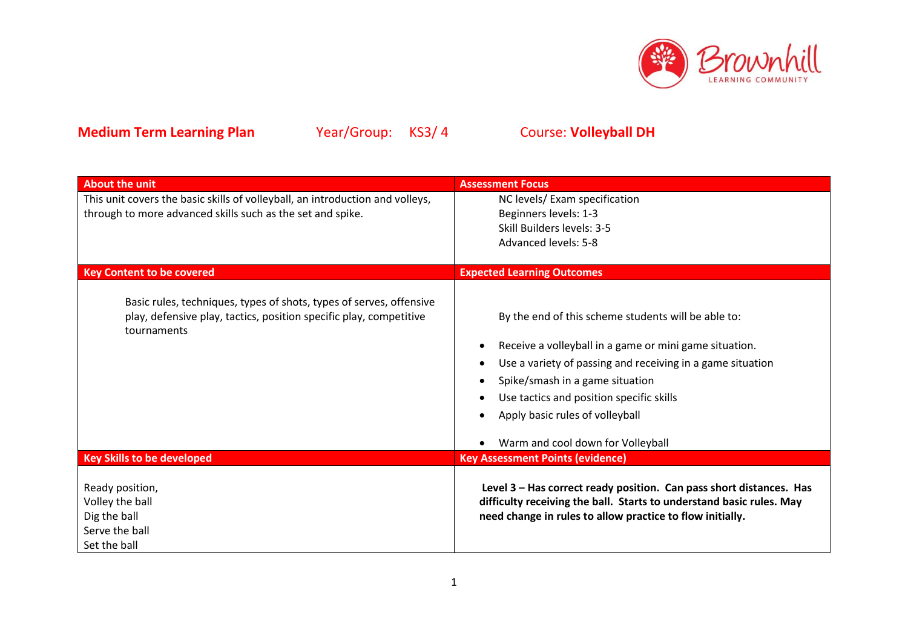**Medium Term Learning Plan** Year/Group: KS3/ 4 Course: **Volleyball DH**

| About the unit | Assessment Focus |
|---|---|
| This unit covers the basic skills of volleyball, an introduction and volleys, through to more advanced skills such as the set and spike. | NC levels/ Exam specification<br>Beginners levels: 1-3<br>Skill Builders levels: 3-5<br>Advanced levels: 5-8 |
| **Key Content to be covered** | **Expected Learning Outcomes** |
| Basic rules, techniques, types of shots, types of serves, offensive play, defensive play, tactics, position specific play, competitive tournaments | By the end of this scheme students will be able to:<br>• Receive a volleyball in a game or mini game situation.<br>• Use a variety of passing and receiving in a game situation<br>• Spike/smash in a game situation<br>• Use tactics and position specific skills<br>• Apply basic rules of volleyball<br>• Warm and cool down for Volleyball |
| **Key Skills to be developed** | **Key Assessment Points (evidence)** |
| Ready position,<br>Volley the ball<br>Dig the ball<br>Serve the ball<br>Set the ball | **Level 3 – Has correct ready position. Can pass short distances. Has difficulty receiving the ball. Starts to understand basic rules. May need change in rules to allow practice to flow initially.** |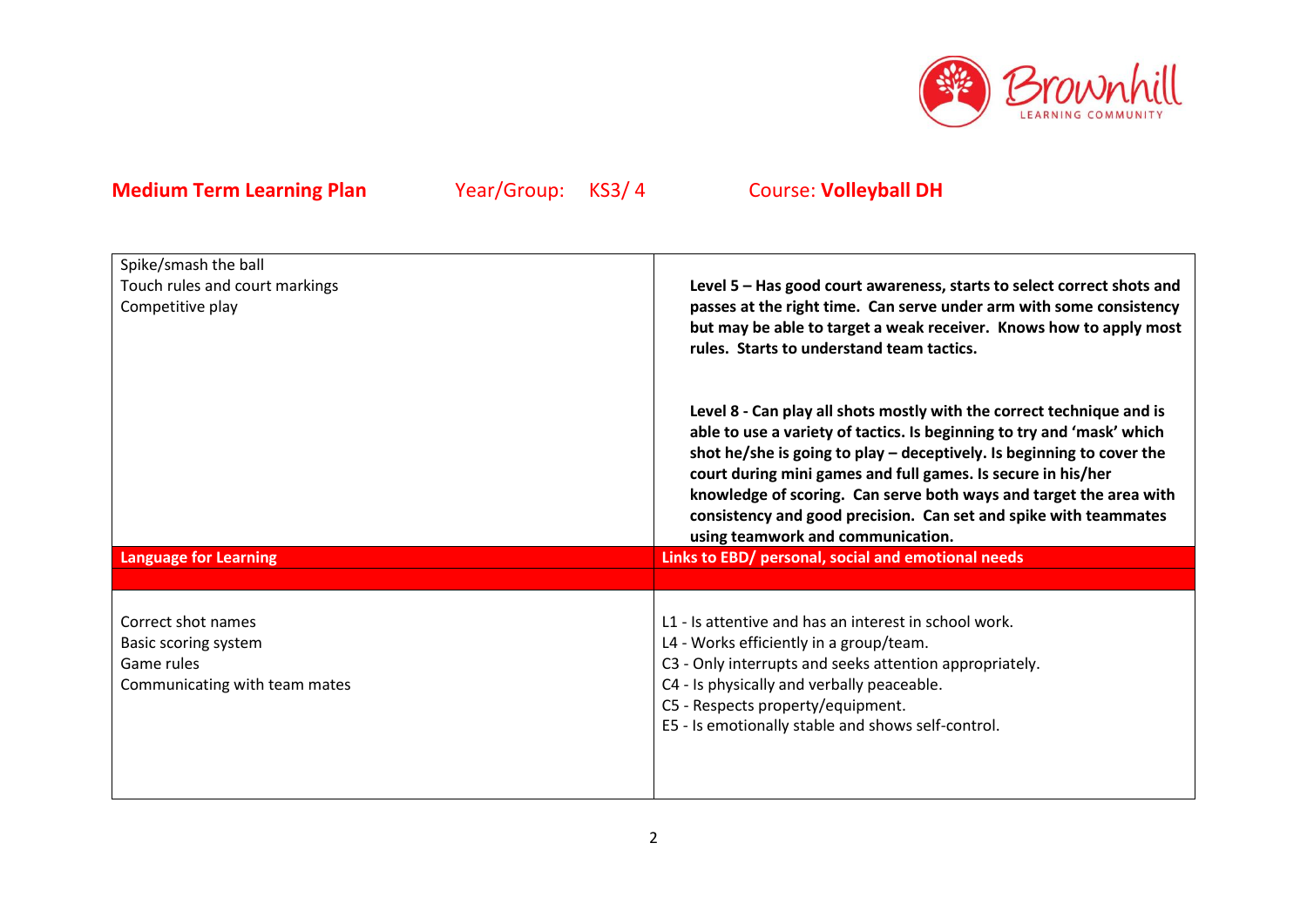**Medium Term Learning Plan** Year/Group: KS3/ 4 Course: **Volleyball DH**

| | |
|---|---|
| Spike/smash the ball<br>Touch rules and court markings<br>Competitive play | **Level 5 – Has good court awareness, starts to select correct shots and passes at the right time. Can serve under arm with some consistency but may be able to target a weak receiver. Knows how to apply most rules. Starts to understand team tactics.**<br><br>**Level 8 - Can play all shots mostly with the correct technique and is able to use a variety of tactics. Is beginning to try and 'mask' which shot he/she is going to play – deceptively. Is beginning to cover the court during mini games and full games. Is secure in his/her knowledge of scoring. Can serve both ways and target the area with consistency and good precision. Can set and spike with teammates using teamwork and communication.** |
| **Language for Learning** | **Links to EBD/ personal, social and emotional needs** |
| | |
| Correct shot names<br>Basic scoring system<br>Game rules<br>Communicating with team mates | L1 - Is attentive and has an interest in school work.<br>L4 - Works efficiently in a group/team.<br>C3 - Only interrupts and seeks attention appropriately.<br>C4 - Is physically and verbally peaceable.<br>C5 - Respects property/equipment.<br>E5 - Is emotionally stable and shows self-control. |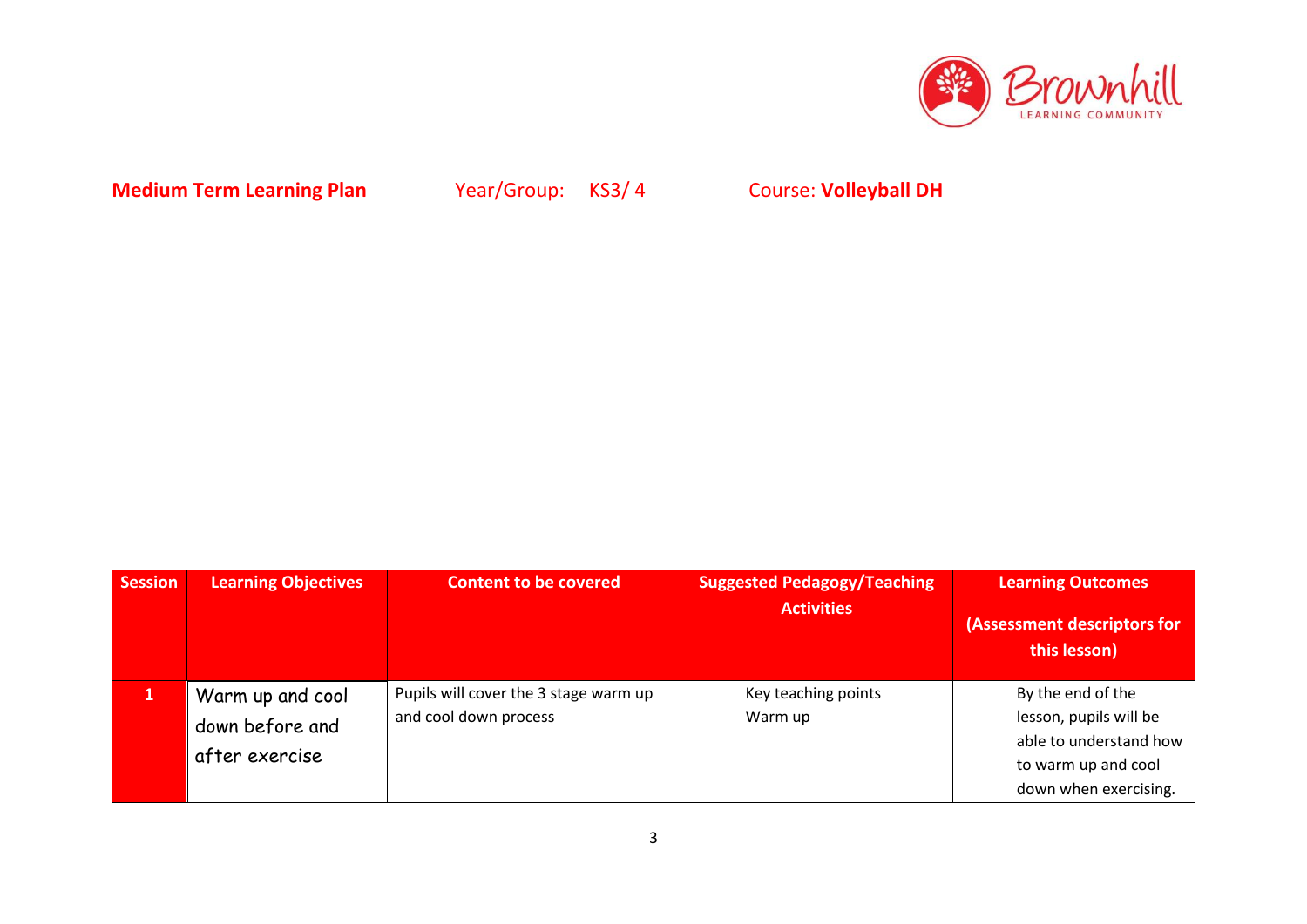**Medium Term Learning Plan** Year/Group: KS3/ 4 Course: **Volleyball DH**

| Session | Learning Objectives | Content to be covered | Suggested Pedagogy/Teaching Activities | Learning Outcomes (Assessment descriptors for this lesson) |
|---|---|---|---|---|
| 1 | Warm up and cool down before and after exercise | Pupils will cover the 3 stage warm up and cool down process | Key teaching points<br>Warm up | By the end of the lesson, pupils will be able to understand how to warm up and cool down when exercising. |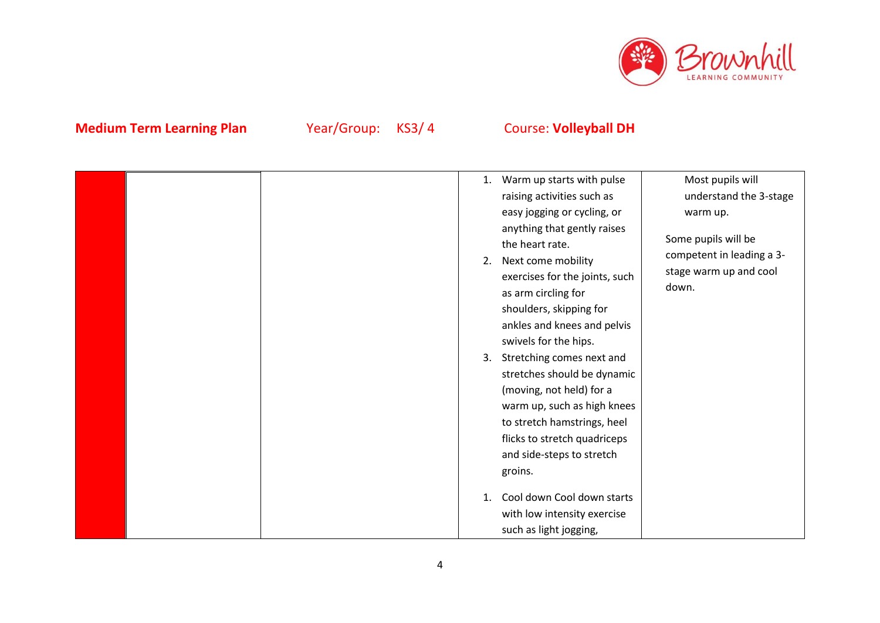**Medium Term Learning Plan** Year/Group: KS3/ 4 Course: **Volleyball DH**

| | | | | |
|---|---|---|---|---|
| | | | 1. Warm up starts with pulse raising activities such as easy jogging or cycling, or anything that gently raises the heart rate.<br>2. Next come mobility exercises for the joints, such as arm circling for shoulders, skipping for ankles and knees and pelvis swivels for the hips.<br>3. Stretching comes next and stretches should be dynamic (moving, not held) for a warm up, such as high knees to stretch hamstrings, heel flicks to stretch quadriceps and side-steps to stretch groins.<br><br>1. Cool down Cool down starts with low intensity exercise such as light jogging, | Most pupils will understand the 3-stage warm up.<br><br>Some pupils will be competent in leading a 3-stage warm up and cool down. |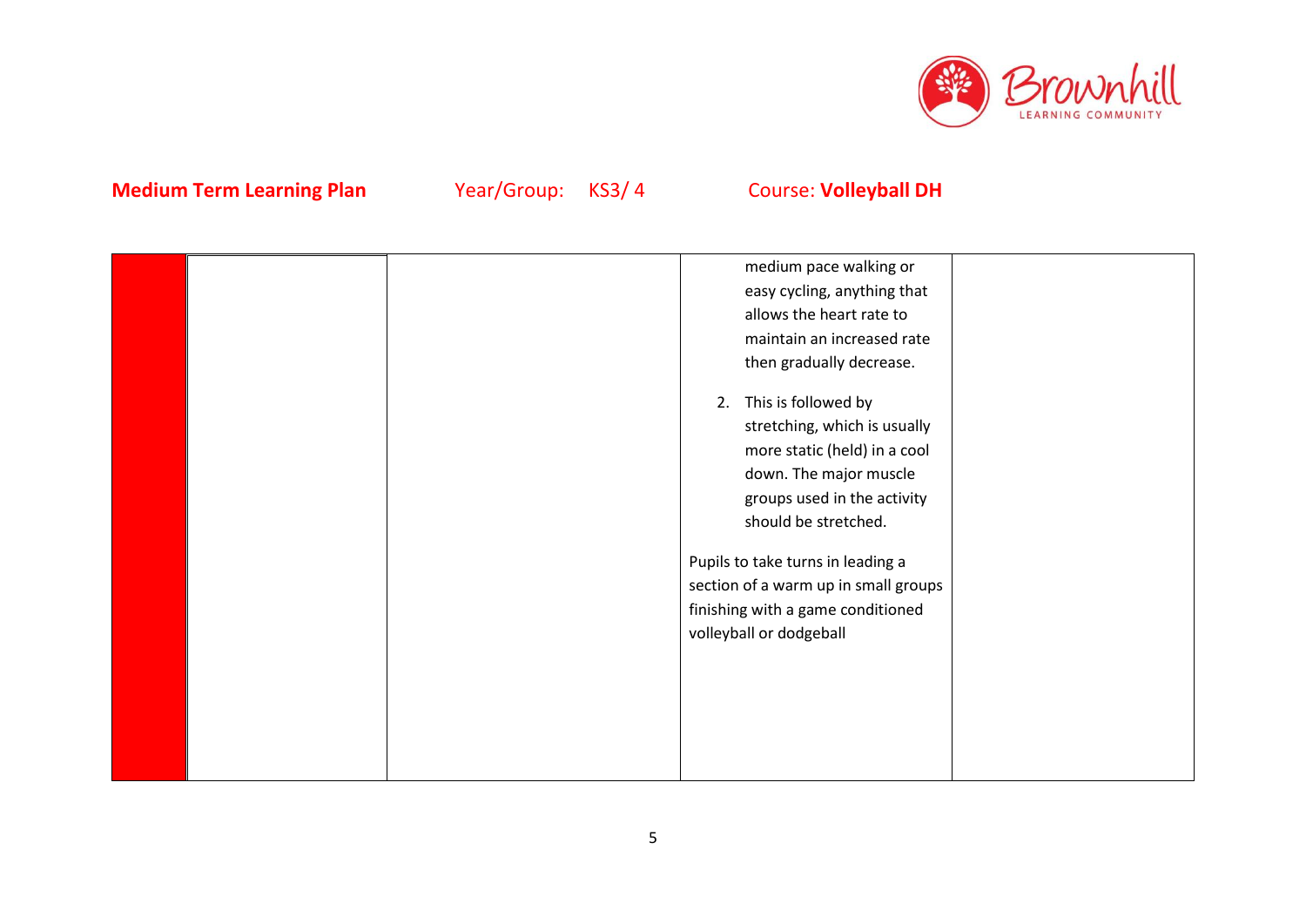**Medium Term Learning Plan** Year/Group: KS3/ 4 Course: **Volleyball DH**

| | | | | |
|---|---|---|---|---|
| | | | medium pace walking or easy cycling, anything that allows the heart rate to maintain an increased rate then gradually decrease.<br><br>2. This is followed by stretching, which is usually more static (held) in a cool down. The major muscle groups used in the activity should be stretched.<br><br>Pupils to take turns in leading a section of a warm up in small groups finishing with a game conditioned volleyball or dodgeball | |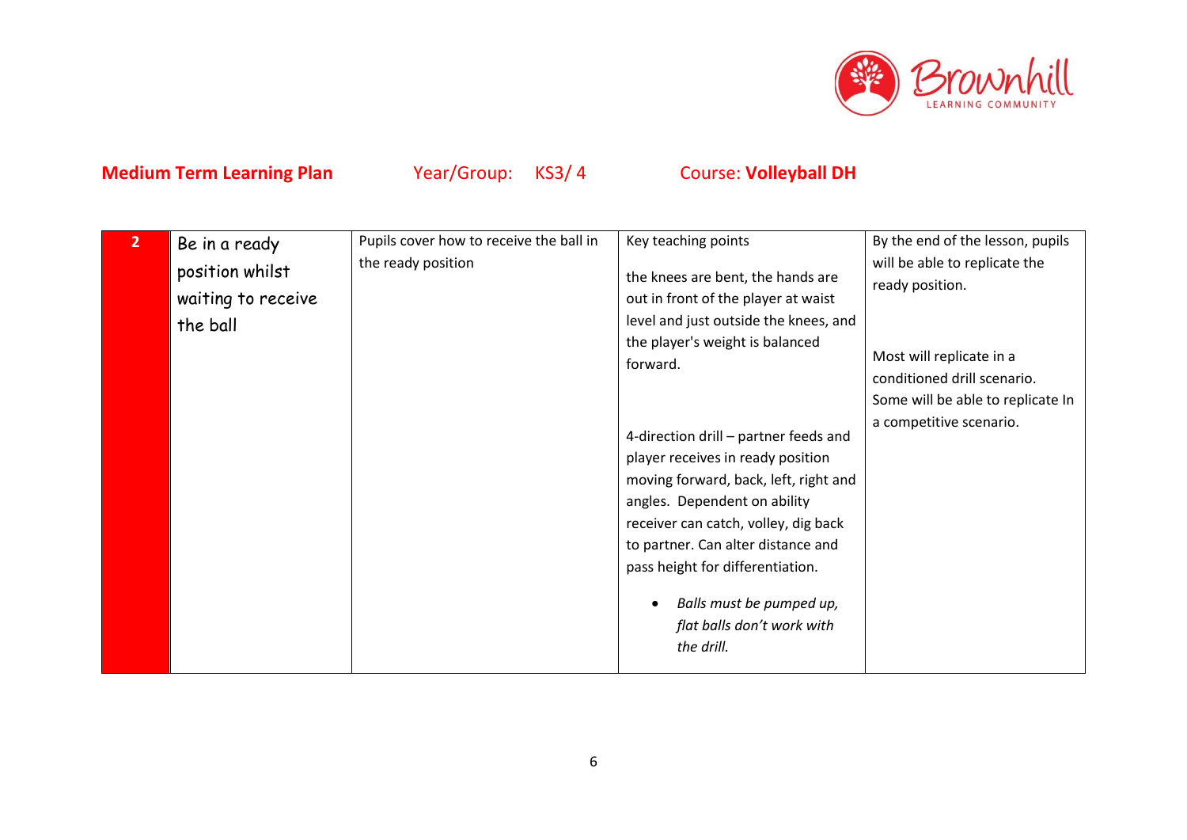**Medium Term Learning Plan** Year/Group: KS3/ 4 Course: **Volleyball DH**

| 2 | Be in a ready position whilst waiting to receive the ball | Pupils cover how to receive the ball in the ready position | Key teaching points<br><br>the knees are bent, the hands are out in front of the player at waist level and just outside the knees, and the player's weight is balanced forward.<br><br>4-direction drill – partner feeds and player receives in ready position moving forward, back, left, right and angles. Dependent on ability receiver can catch, volley, dig back to partner. Can alter distance and pass height for differentiation.<br><br>• *Balls must be pumped up, flat balls don't work with the drill.* | By the end of the lesson, pupils will be able to replicate the ready position.<br><br>Most will replicate in a conditioned drill scenario.<br>Some will be able to replicate In a competitive scenario. |
|---|---|---|---|---|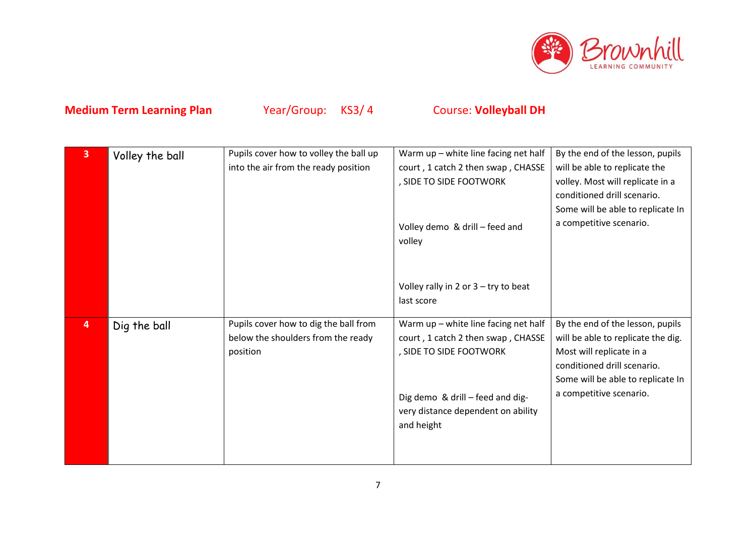**Medium Term Learning Plan** Year/Group: KS3/ 4 Course: **Volleyball DH**

| | | | | |
|---|---|---|---|---|
| 3 | Volley the ball | Pupils cover how to volley the ball up into the air from the ready position | Warm up – white line facing net half court , 1 catch 2 then swap , CHASSE , SIDE TO SIDE FOOTWORK<br><br>Volley demo & drill – feed and volley<br><br>Volley rally in 2 or 3 – try to beat last score | By the end of the lesson, pupils will be able to replicate the volley. Most will replicate in a conditioned drill scenario. Some will be able to replicate In a competitive scenario. |
| 4 | Dig the ball | Pupils cover how to dig the ball from below the shoulders from the ready position | Warm up – white line facing net half court , 1 catch 2 then swap , CHASSE , SIDE TO SIDE FOOTWORK<br><br>Dig demo & drill – feed and dig-very distance dependent on ability and height | By the end of the lesson, pupils will be able to replicate the dig. Most will replicate in a conditioned drill scenario. Some will be able to replicate In a competitive scenario. |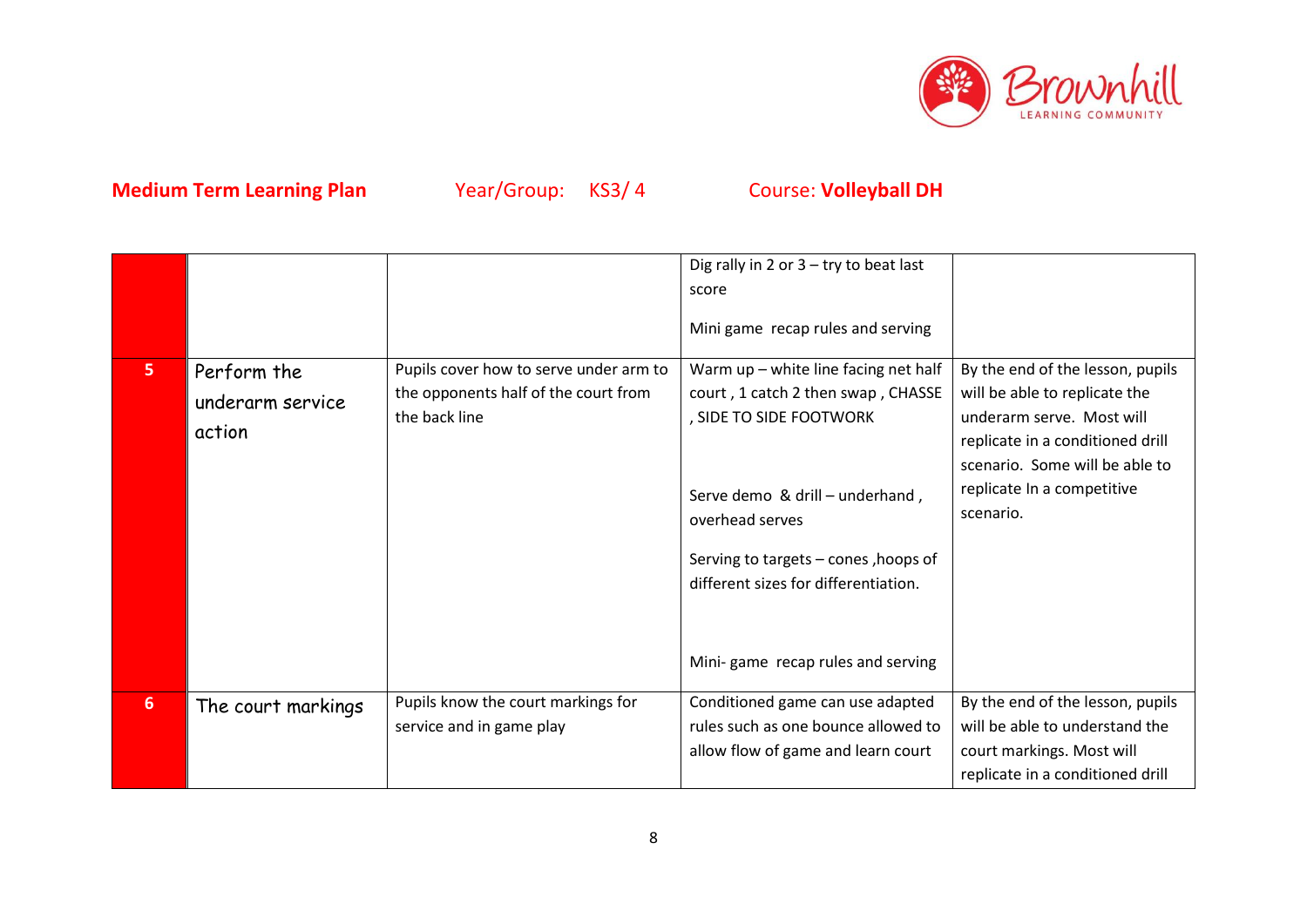**Medium Term Learning Plan** Year/Group: KS3/ 4 Course: **Volleyball DH**

| | | | | |
|---|---|---|---|---|
| | | | Dig rally in 2 or 3 – try to beat last score<br><br>Mini game recap rules and serving | |
| 5 | Perform the underarm service action | Pupils cover how to serve under arm to the opponents half of the court from the back line | Warm up – white line facing net half court , 1 catch 2 then swap , CHASSE , SIDE TO SIDE FOOTWORK<br><br>Serve demo & drill – underhand , overhead serves<br><br>Serving to targets – cones ,hoops of different sizes for differentiation.<br><br>Mini- game recap rules and serving | By the end of the lesson, pupils will be able to replicate the underarm serve. Most will replicate in a conditioned drill scenario. Some will be able to replicate In a competitive scenario. |
| 6 | The court markings | Pupils know the court markings for service and in game play | Conditioned game can use adapted rules such as one bounce allowed to allow flow of game and learn court | By the end of the lesson, pupils will be able to understand the court markings. Most will replicate in a conditioned drill |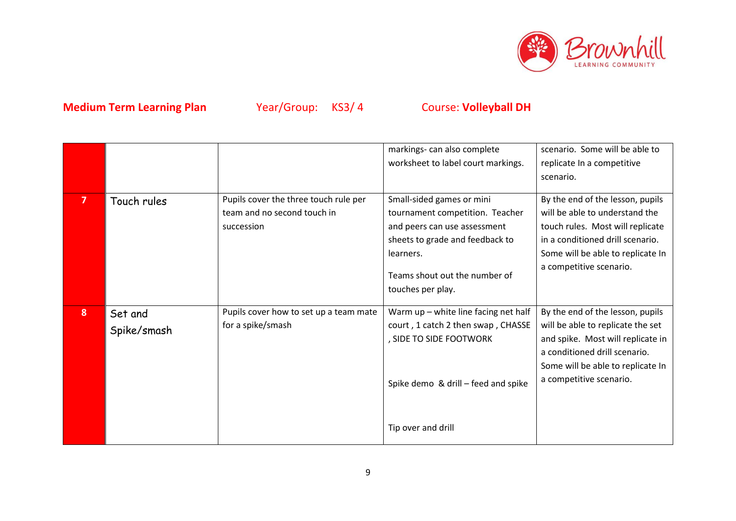**Medium Term Learning Plan** Year/Group: KS3/ 4 Course: **Volleyball DH**

| | | | | |
|---|---|---|---|---|
| | | | markings- can also complete worksheet to label court markings. | scenario. Some will be able to replicate In a competitive scenario. |
| 7 | Touch rules | Pupils cover the three touch rule per team and no second touch in succession | Small-sided games or mini tournament competition. Teacher and peers can use assessment sheets to grade and feedback to learners.<br><br>Teams shout out the number of touches per play. | By the end of the lesson, pupils will be able to understand the touch rules. Most will replicate in a conditioned drill scenario. Some will be able to replicate In a competitive scenario. |
| 8 | Set and Spike/smash | Pupils cover how to set up a team mate for a spike/smash | Warm up – white line facing net half court , 1 catch 2 then swap , CHASSE , SIDE TO SIDE FOOTWORK<br><br>Spike demo & drill – feed and spike<br><br>Tip over and drill | By the end of the lesson, pupils will be able to replicate the set and spike. Most will replicate in a conditioned drill scenario. Some will be able to replicate In a competitive scenario. |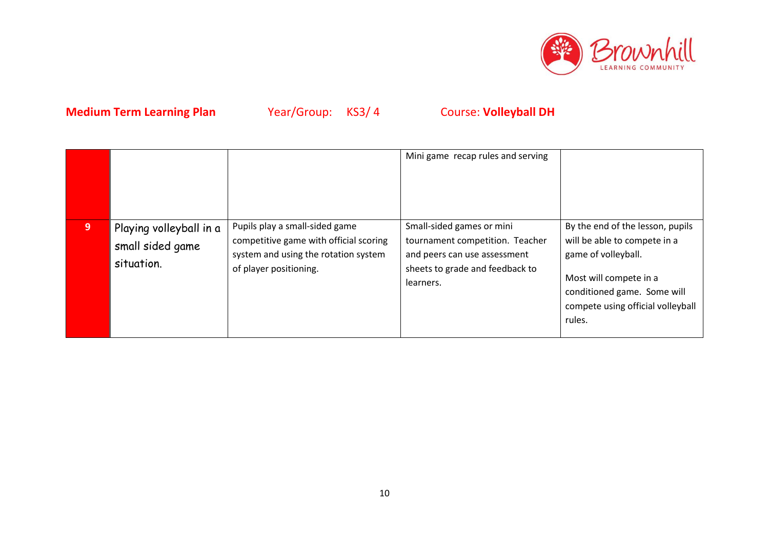**Medium Term Learning Plan** Year/Group: KS3/ 4 Course: **Volleyball DH**

| | | | | |
|---|---|---|---|---|
| | | | Mini game recap rules and serving | |
| 9 | Playing volleyball in a small sided game situation. | Pupils play a small-sided game competitive game with official scoring system and using the rotation system of player positioning. | Small-sided games or mini tournament competition. Teacher and peers can use assessment sheets to grade and feedback to learners. | By the end of the lesson, pupils will be able to compete in a game of volleyball.<br><br>Most will compete in a conditioned game. Some will compete using official volleyball rules. |